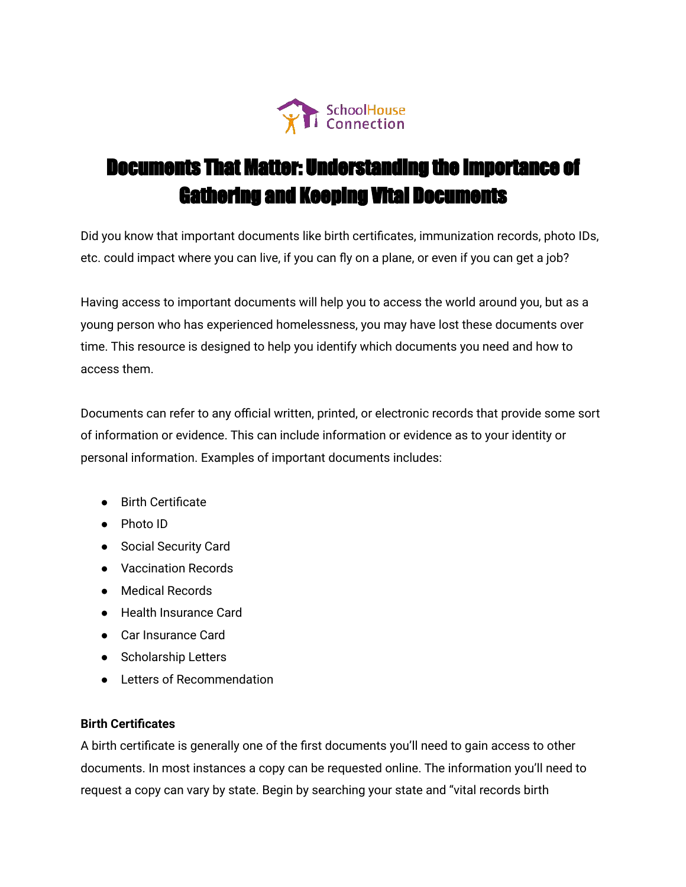SchoolHouse Connection

# Documents That Matter: Understanding the Importance of Gathering and Keeping Vital Documents

Did you know that important documents like birth certificates, immunization records, photo IDs, etc. could impact where you can live, if you can fly on a plane, or even if you can get a job?

Having access to important documents will help you to access the world around you, but as a young person who has experienced homelessness, you may have lost these documents over time. This resource is designed to help you identify which documents you need and how to access them.

Documents can refer to any official written, printed, or electronic records that provide some sort of information or evidence. This can include information or evidence as to your identity or personal information. Examples of important documents includes:

- Birth Certificate
- Photo ID
- Social Security Card
- Vaccination Records
- Medical Records
- Health Insurance Card
- Car Insurance Card
- Scholarship Letters
- Letters of Recommendation

**Birth Certificates**

A birth certificate is generally one of the first documents you'll need to gain access to other documents. In most instances a copy can be requested online. The information you'll need to request a copy can vary by state. Begin by searching your state and "vital records birth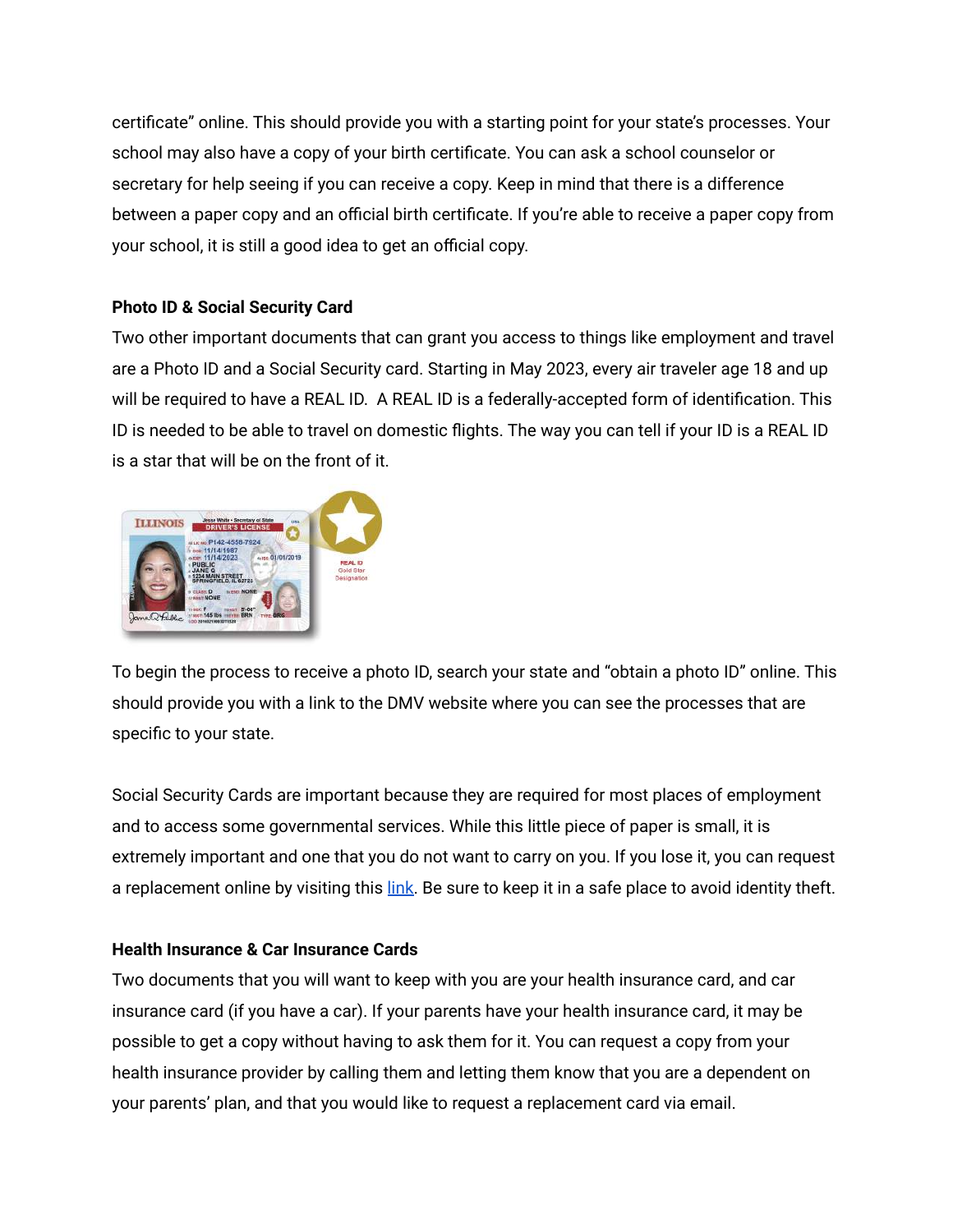certificate" online. This should provide you with a starting point for your state's processes. Your school may also have a copy of your birth certificate. You can ask a school counselor or secretary for help seeing if you can receive a copy. Keep in mind that there is a difference between a paper copy and an official birth certificate. If you're able to receive a paper copy from your school, it is still a good idea to get an official copy.

**Photo ID & Social Security Card**

Two other important documents that can grant you access to things like employment and travel are a Photo ID and a Social Security card. Starting in May 2023, every air traveler age 18 and up will be required to have a REAL ID. A REAL ID is a federally-accepted form of identification. This ID is needed to be able to travel on domestic flights. The way you can tell if your ID is a REAL ID is a star that will be on the front of it.

To begin the process to receive a photo ID, search your state and "obtain a photo ID" online. This should provide you with a link to the DMV website where you can see the processes that are specific to your state.

Social Security Cards are important because they are required for most places of employment and to access some governmental services. While this little piece of paper is small, it is extremely important and one that you do not want to carry on you. If you lose it, you can request a replacement online by visiting this link. Be sure to keep it in a safe place to avoid identity theft.

**Health Insurance & Car Insurance Cards**

Two documents that you will want to keep with you are your health insurance card, and car insurance card (if you have a car). If your parents have your health insurance card, it may be possible to get a copy without having to ask them for it. You can request a copy from your health insurance provider by calling them and letting them know that you are a dependent on your parents' plan, and that you would like to request a replacement card via email.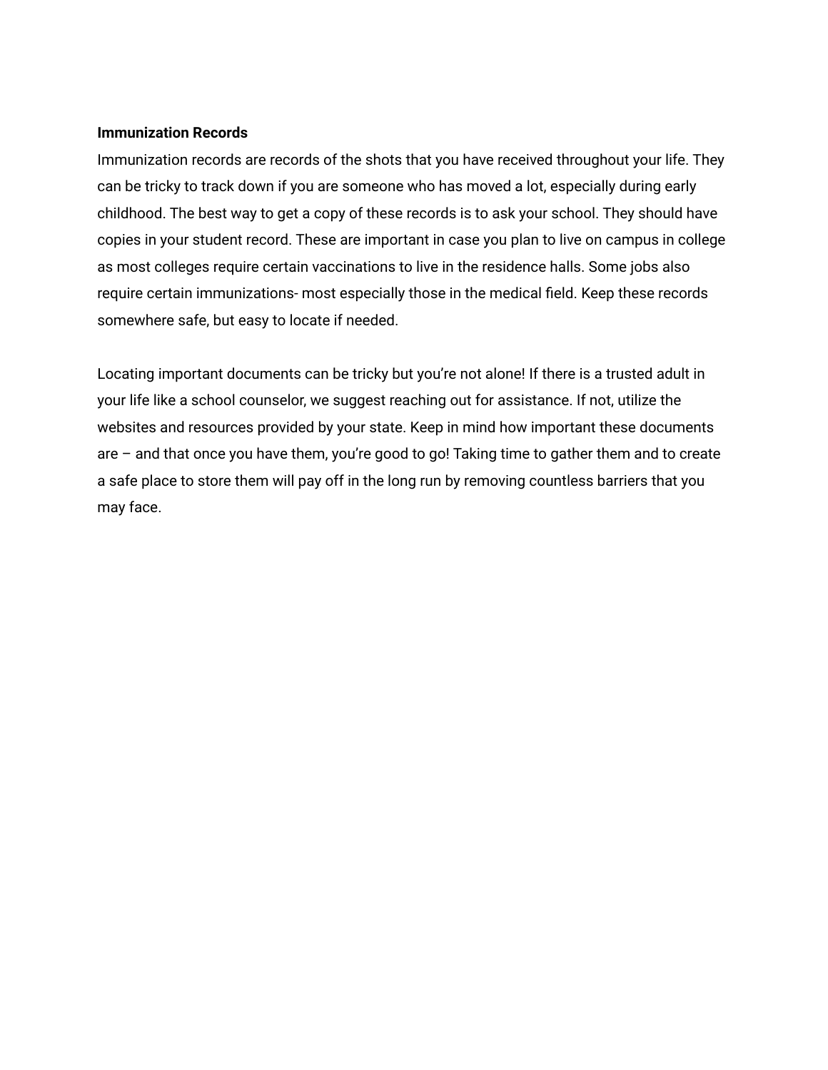**Immunization Records**

Immunization records are records of the shots that you have received throughout your life. They can be tricky to track down if you are someone who has moved a lot, especially during early childhood. The best way to get a copy of these records is to ask your school. They should have copies in your student record. These are important in case you plan to live on campus in college as most colleges require certain vaccinations to live in the residence halls. Some jobs also require certain immunizations- most especially those in the medical field. Keep these records somewhere safe, but easy to locate if needed.

Locating important documents can be tricky but you're not alone! If there is a trusted adult in your life like a school counselor, we suggest reaching out for assistance. If not, utilize the websites and resources provided by your state. Keep in mind how important these documents are – and that once you have them, you're good to go! Taking time to gather them and to create a safe place to store them will pay off in the long run by removing countless barriers that you may face.